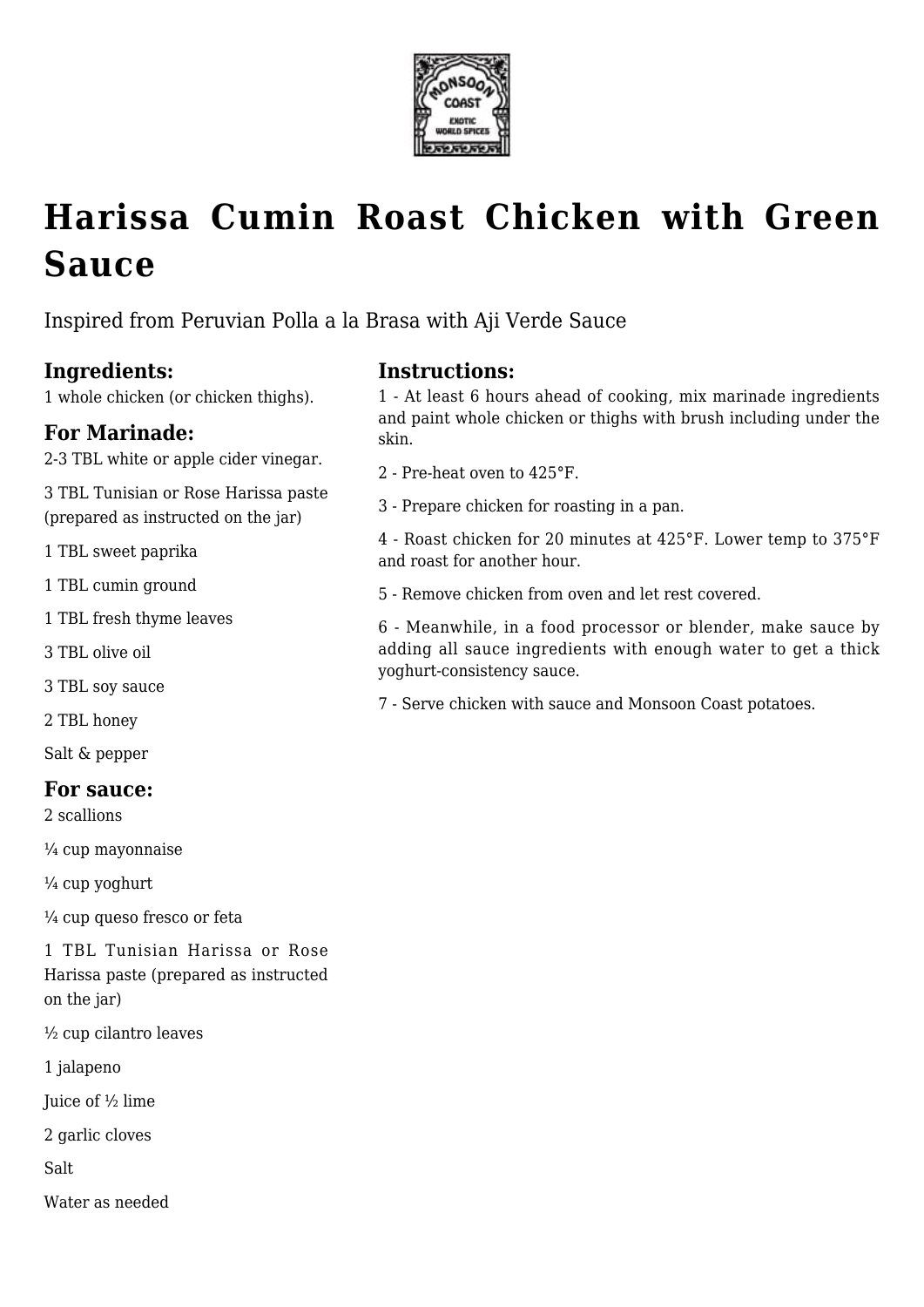# Harissa Cumin Roast Chicken with Green Sauce

Inspired from Peruvian Polla a la Brasa with Aji Verde Sauce

### Ingredients:

1 whole chicken (or chicken thighs).

### For Marinade:

2-3 TBL white or apple cider vinegar.

3 TBL Tunisian or Rose Harissa paste (prepared as instructed on the jar)

1 TBL sweet paprika

1 TBL cumin ground

1 TBL fresh thyme leaves

3 TBL olive oil

3 TBL soy sauce

2 TBL honey

Salt & pepper

### For sauce:

2 scallions

¼ cup mayonnaise

¼ cup yoghurt

¼ cup queso fresco or feta

1 TBL Tunisian Harissa or Rose Harissa paste (prepared as instructed on the jar)

½ cup cilantro leaves

1 jalapeno

Juice of ½ lime

2 garlic cloves

Salt

Water as needed

### Instructions:

1 - At least 6 hours ahead of cooking, mix marinade ingredients and paint whole chicken or thighs with brush including under the skin.

2 - Pre-heat oven to 425°F.

3 - Prepare chicken for roasting in a pan.

4 - Roast chicken for 20 minutes at 425°F. Lower temp to 375°F and roast for another hour.

5 - Remove chicken from oven and let rest covered.

6 - Meanwhile, in a food processor or blender, make sauce by adding all sauce ingredients with enough water to get a thick yoghurt-consistency sauce.

7 - Serve chicken with sauce and Monsoon Coast potatoes.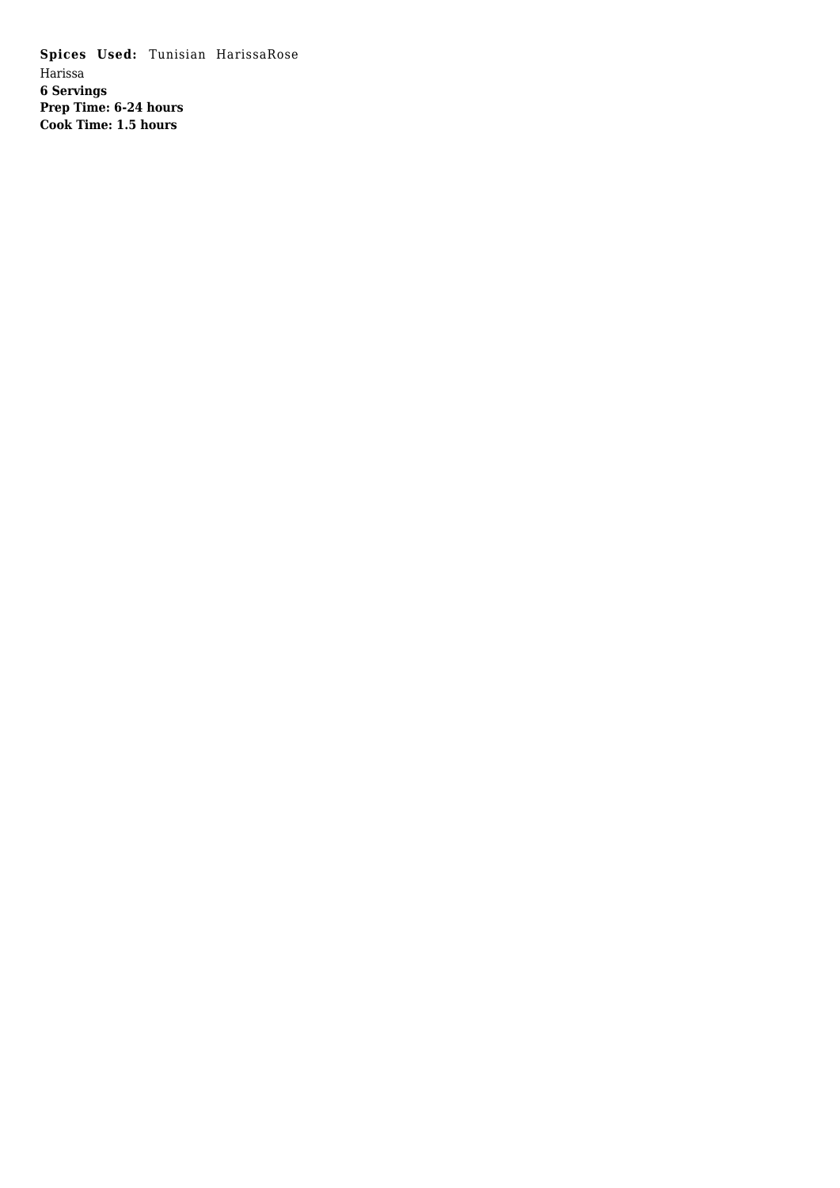**Spices Used:** Tunisian HarissaRose Harissa
**6 Servings**
**Prep Time: 6-24 hours**
**Cook Time: 1.5 hours**